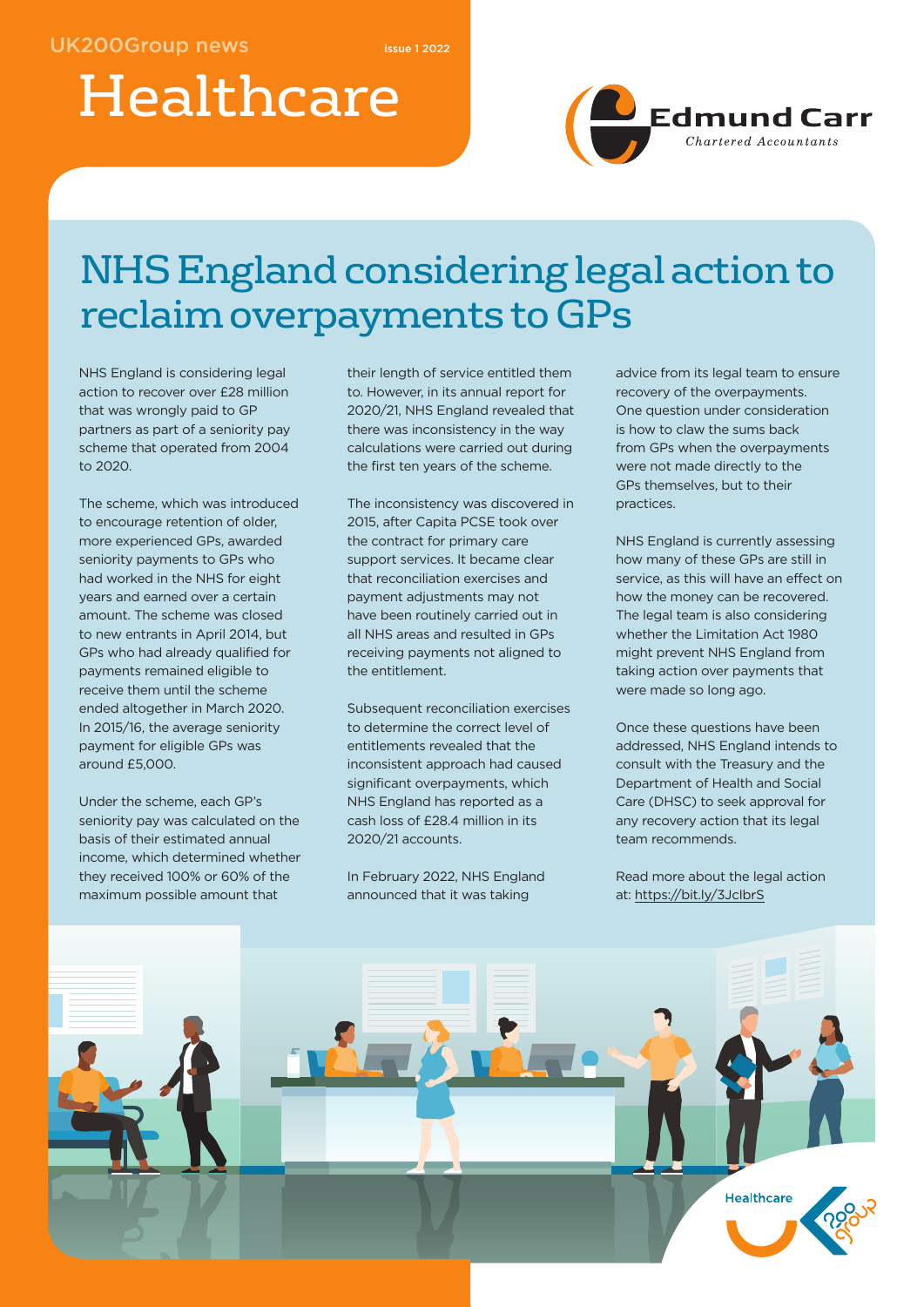UK200Group news

issue 1 2022

# Healthcare

Edmund Carr
*Chartered Accountants*

## NHS England considering legal action to reclaim overpayments to GPs

NHS England is considering legal action to recover over £28 million that was wrongly paid to GP partners as part of a seniority pay scheme that operated from 2004 to 2020.

The scheme, which was introduced to encourage retention of older, more experienced GPs, awarded seniority payments to GPs who had worked in the NHS for eight years and earned over a certain amount. The scheme was closed to new entrants in April 2014, but GPs who had already qualified for payments remained eligible to receive them until the scheme ended altogether in March 2020. In 2015/16, the average seniority payment for eligible GPs was around £5,000.

Under the scheme, each GP's seniority pay was calculated on the basis of their estimated annual income, which determined whether they received 100% or 60% of the maximum possible amount that their length of service entitled them to. However, in its annual report for 2020/21, NHS England revealed that there was inconsistency in the way calculations were carried out during the first ten years of the scheme.

The inconsistency was discovered in 2015, after Capita PCSE took over the contract for primary care support services. It became clear that reconciliation exercises and payment adjustments may not have been routinely carried out in all NHS areas and resulted in GPs receiving payments not aligned to the entitlement.

Subsequent reconciliation exercises to determine the correct level of entitlements revealed that the inconsistent approach had caused significant overpayments, which NHS England has reported as a cash loss of £28.4 million in its 2020/21 accounts.

In February 2022, NHS England announced that it was taking advice from its legal team to ensure recovery of the overpayments. One question under consideration is how to claw the sums back from GPs when the overpayments were not made directly to the GPs themselves, but to their practices.

NHS England is currently assessing how many of these GPs are still in service, as this will have an effect on how the money can be recovered. The legal team is also considering whether the Limitation Act 1980 might prevent NHS England from taking action over payments that were made so long ago.

Once these questions have been addressed, NHS England intends to consult with the Treasury and the Department of Health and Social Care (DHSC) to seek approval for any recovery action that its legal team recommends.

Read more about the legal action at: https://bit.ly/3JclbrS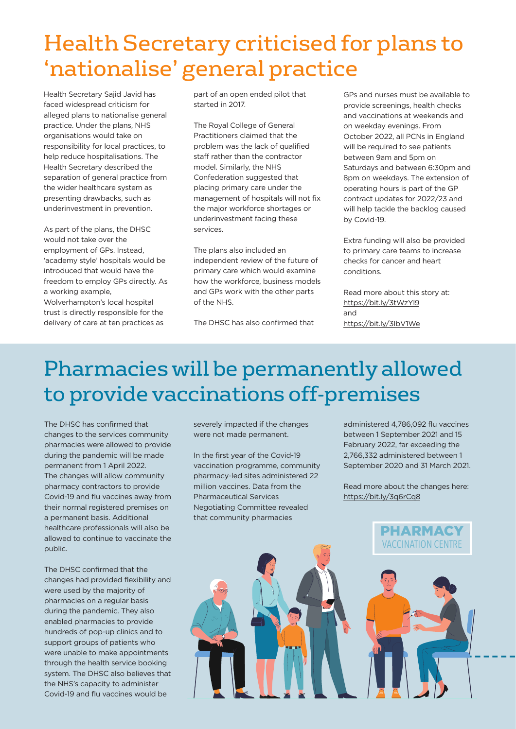# Health Secretary criticised for plans to 'nationalise' general practice

Health Secretary Sajid Javid has faced widespread criticism for alleged plans to nationalise general practice. Under the plans, NHS organisations would take on responsibility for local practices, to help reduce hospitalisations. The Health Secretary described the separation of general practice from the wider healthcare system as presenting drawbacks, such as underinvestment in prevention.

As part of the plans, the DHSC would not take over the employment of GPs. Instead, 'academy style' hospitals would be introduced that would have the freedom to employ GPs directly. As a working example, Wolverhampton's local hospital trust is directly responsible for the delivery of care at ten practices as part of an open ended pilot that started in 2017.

The Royal College of General Practitioners claimed that the problem was the lack of qualified staff rather than the contractor model. Similarly, the NHS Confederation suggested that placing primary care under the management of hospitals will not fix the major workforce shortages or underinvestment facing these services.

The plans also included an independent review of the future of primary care which would examine how the workforce, business models and GPs work with the other parts of the NHS.

The DHSC has also confirmed that GPs and nurses must be available to provide screenings, health checks and vaccinations at weekends and on weekday evenings. From October 2022, all PCNs in England will be required to see patients between 9am and 5pm on Saturdays and between 6:30pm and 8pm on weekdays. The extension of operating hours is part of the GP contract updates for 2022/23 and will help tackle the backlog caused by Covid-19.

Extra funding will also be provided to primary care teams to increase checks for cancer and heart conditions.

Read more about this story at: https://bit.ly/3tWzYl9 and https://bit.ly/3IbV1We

# Pharmacies will be permanently allowed to provide vaccinations off-premises

The DHSC has confirmed that changes to the services community pharmacies were allowed to provide during the pandemic will be made permanent from 1 April 2022. The changes will allow community pharmacy contractors to provide Covid-19 and flu vaccines away from their normal registered premises on a permanent basis. Additional healthcare professionals will also be allowed to continue to vaccinate the public.

The DHSC confirmed that the changes had provided flexibility and were used by the majority of pharmacies on a regular basis during the pandemic. They also enabled pharmacies to provide hundreds of pop-up clinics and to support groups of patients who were unable to make appointments through the health service booking system. The DHSC also believes that the NHS's capacity to administer Covid-19 and flu vaccines would be severely impacted if the changes were not made permanent.

In the first year of the Covid-19 vaccination programme, community pharmacy-led sites administered 22 million vaccines. Data from the Pharmaceutical Services Negotiating Committee revealed that community pharmacies administered 4,786,092 flu vaccines between 1 September 2021 and 15 February 2022, far exceeding the 2,766,332 administered between 1 September 2020 and 31 March 2021.

Read more about the changes here: https://bit.ly/3q6rCq8

PHARMACY VACCINATION CENTRE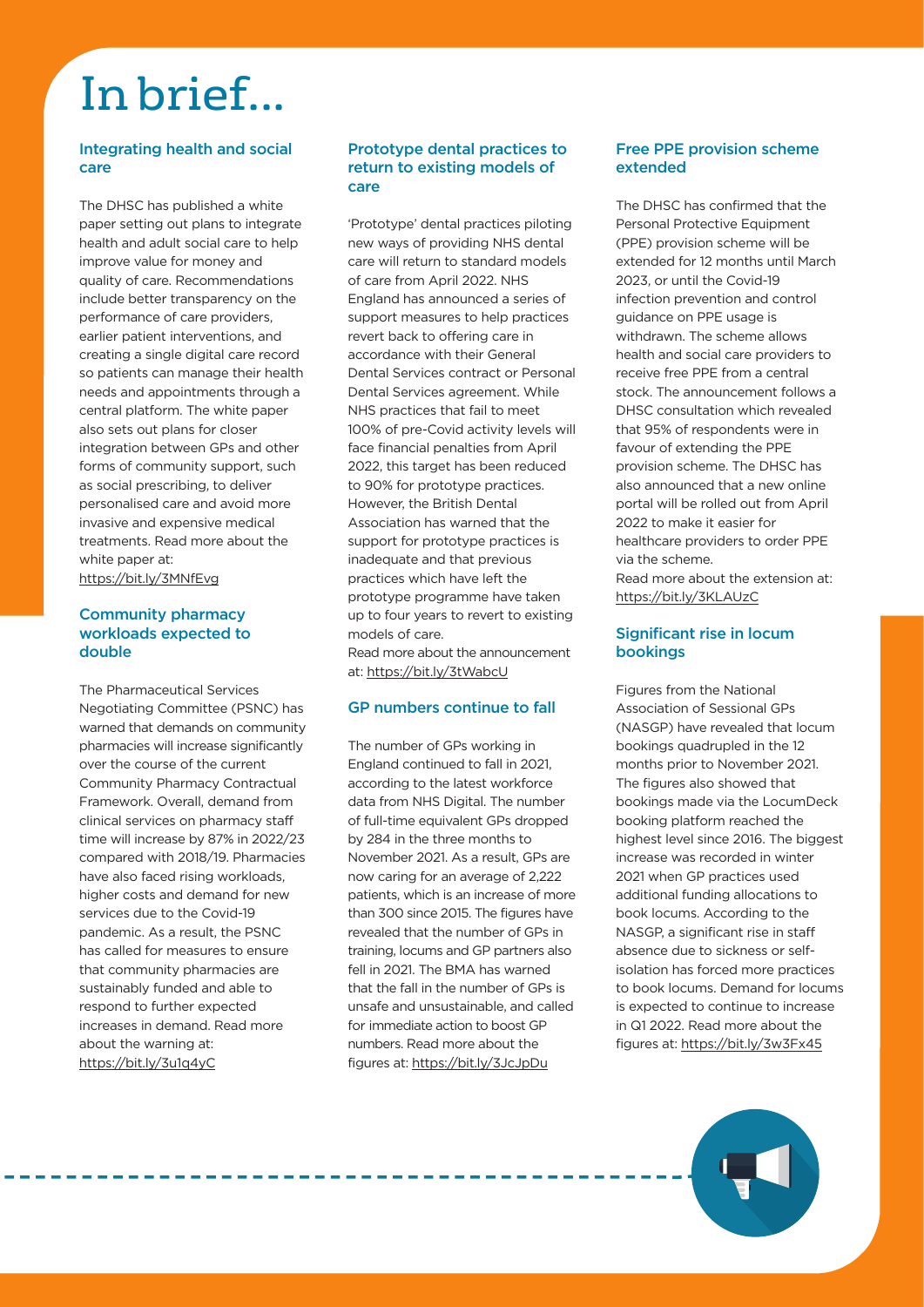# In brief...

## Integrating health and social care

The DHSC has published a white paper setting out plans to integrate health and adult social care to help improve value for money and quality of care. Recommendations include better transparency on the performance of care providers, earlier patient interventions, and creating a single digital care record so patients can manage their health needs and appointments through a central platform. The white paper also sets out plans for closer integration between GPs and other forms of community support, such as social prescribing, to deliver personalised care and avoid more invasive and expensive medical treatments. Read more about the white paper at: https://bit.ly/3MNfEvg

## Community pharmacy workloads expected to double

The Pharmaceutical Services Negotiating Committee (PSNC) has warned that demands on community pharmacies will increase significantly over the course of the current Community Pharmacy Contractual Framework. Overall, demand from clinical services on pharmacy staff time will increase by 87% in 2022/23 compared with 2018/19. Pharmacies have also faced rising workloads, higher costs and demand for new services due to the Covid-19 pandemic. As a result, the PSNC has called for measures to ensure that community pharmacies are sustainably funded and able to respond to further expected increases in demand. Read more about the warning at: https://bit.ly/3u1q4yC

## Prototype dental practices to return to existing models of care

'Prototype' dental practices piloting new ways of providing NHS dental care will return to standard models of care from April 2022. NHS England has announced a series of support measures to help practices revert back to offering care in accordance with their General Dental Services contract or Personal Dental Services agreement. While NHS practices that fail to meet 100% of pre-Covid activity levels will face financial penalties from April 2022, this target has been reduced to 90% for prototype practices. However, the British Dental Association has warned that the support for prototype practices is inadequate and that previous practices which have left the prototype programme have taken up to four years to revert to existing models of care.
Read more about the announcement at: https://bit.ly/3tWabcU

## GP numbers continue to fall

The number of GPs working in England continued to fall in 2021, according to the latest workforce data from NHS Digital. The number of full-time equivalent GPs dropped by 284 in the three months to November 2021. As a result, GPs are now caring for an average of 2,222 patients, which is an increase of more than 300 since 2015. The figures have revealed that the number of GPs in training, locums and GP partners also fell in 2021. The BMA has warned that the fall in the number of GPs is unsafe and unsustainable, and called for immediate action to boost GP numbers. Read more about the figures at: https://bit.ly/3JcJpDu

## Free PPE provision scheme extended

The DHSC has confirmed that the Personal Protective Equipment (PPE) provision scheme will be extended for 12 months until March 2023, or until the Covid-19 infection prevention and control guidance on PPE usage is withdrawn. The scheme allows health and social care providers to receive free PPE from a central stock. The announcement follows a DHSC consultation which revealed that 95% of respondents were in favour of extending the PPE provision scheme. The DHSC has also announced that a new online portal will be rolled out from April 2022 to make it easier for healthcare providers to order PPE via the scheme.
Read more about the extension at: https://bit.ly/3KLAUzC

## Significant rise in locum bookings

Figures from the National Association of Sessional GPs (NASGP) have revealed that locum bookings quadrupled in the 12 months prior to November 2021. The figures also showed that bookings made via the LocumDeck booking platform reached the highest level since 2016. The biggest increase was recorded in winter 2021 when GP practices used additional funding allocations to book locums. According to the NASGP, a significant rise in staff absence due to sickness or self-isolation has forced more practices to book locums. Demand for locums is expected to continue to increase in Q1 2022. Read more about the figures at: https://bit.ly/3w3Fx45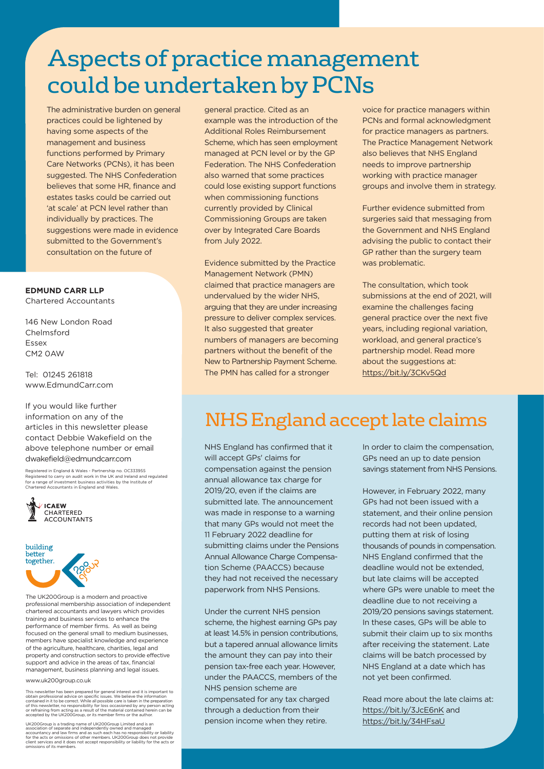# Aspects of practice management could be undertaken by PCNs

The administrative burden on general practices could be lightened by having some aspects of the management and business functions performed by Primary Care Networks (PCNs), it has been suggested. The NHS Confederation believes that some HR, finance and estates tasks could be carried out 'at scale' at PCN level rather than individually by practices. The suggestions were made in evidence submitted to the Government's consultation on the future of general practice. Cited as an example was the introduction of the Additional Roles Reimbursement Scheme, which has seen employment managed at PCN level or by the GP Federation. The NHS Confederation also warned that some practices could lose existing support functions when commissioning functions currently provided by Clinical Commissioning Groups are taken over by Integrated Care Boards from July 2022.

Evidence submitted by the Practice Management Network (PMN) claimed that practice managers are undervalued by the wider NHS, arguing that they are under increasing pressure to deliver complex services. It also suggested that greater numbers of managers are becoming partners without the benefit of the New to Partnership Payment Scheme. The PMN has called for a stronger voice for practice managers within PCNs and formal acknowledgment for practice managers as partners. The Practice Management Network also believes that NHS England needs to improve partnership working with practice manager groups and involve them in strategy.

Further evidence submitted from surgeries said that messaging from the Government and NHS England advising the public to contact their GP rather than the surgery team was problematic.

The consultation, which took submissions at the end of 2021, will examine the challenges facing general practice over the next five years, including regional variation, workload, and general practice's partnership model. Read more about the suggestions at: https://bit.ly/3CKv5Qd

# NHS England accept late claims

NHS England has confirmed that it will accept GPs' claims for compensation against the pension annual allowance tax charge for 2019/20, even if the claims are submitted late. The announcement was made in response to a warning that many GPs would not meet the 11 February 2022 deadline for submitting claims under the Pensions Annual Allowance Charge Compensation Scheme (PAACCS) because they had not received the necessary paperwork from NHS Pensions.

Under the current NHS pension scheme, the highest earning GPs pay at least 14.5% in pension contributions, but a tapered annual allowance limits the amount they can pay into their pension tax-free each year. However, under the PAACCS, members of the NHS pension scheme are compensated for any tax charged through a deduction from their pension income when they retire.

In order to claim the compensation, GPs need an up to date pension savings statement from NHS Pensions.

However, in February 2022, many GPs had not been issued with a statement, and their online pension records had not been updated, putting them at risk of losing thousands of pounds in compensation. NHS England confirmed that the deadline would not be extended, but late claims will be accepted where GPs were unable to meet the deadline due to not receiving a 2019/20 pensions savings statement. In these cases, GPs will be able to submit their claim up to six months after receiving the statement. Late claims will be batch processed by NHS England at a date which has not yet been confirmed.

Read more about the late claims at: https://bit.ly/3JcE6nK and https://bit.ly/34HFsaU

**EDMUND CARR LLP**
Chartered Accountants

146 New London Road
Chelmsford
Essex
CM2 0AW

Tel: 01245 261818
www.EdmundCarr.com

If you would like further information on any of the articles in this newsletter please contact Debbie Wakefield on the above telephone number or email dwakefield@edmundcarr.com

Registered in England & Wales - Partnership no. OC333955
Registered to carry on audit work in the UK and Ireland and regulated for a range of investment business activities by the Institute of Chartered Accountants in England and Wales.

ICAEW CHARTERED ACCOUNTANTS

building better together.

The UK200Group is a modern and proactive professional membership association of independent chartered accountants and lawyers which provides training and business services to enhance the performance of member firms. As well as being focused on the general small to medium businesses, members have specialist knowledge and experience of the agriculture, healthcare, charities, legal and property and construction sectors to provide effective support and advice in the areas of tax, financial management, business planning and legal issues.

www.uk200group.co.uk

This newsletter has been prepared for general interest and it is important to obtain professional advice on specific issues. We believe the information contained in it to be correct. While all possible care is taken in the preparation of this newsletter, no responsibility for loss occasioned by any person acting or refraining from acting as a result of the material contained herein can be accepted by the UK200Group, or its member firms or the author.

UK200Group is a trading name of UK200Group Limited and is an association of separate and independently owned and managed accountancy and law firms and as such each has no responsibility or liability for the acts or omissions of other members. UK200Group does not provide client services and it does not accept responsibility or liability for the acts or omissions of its members.